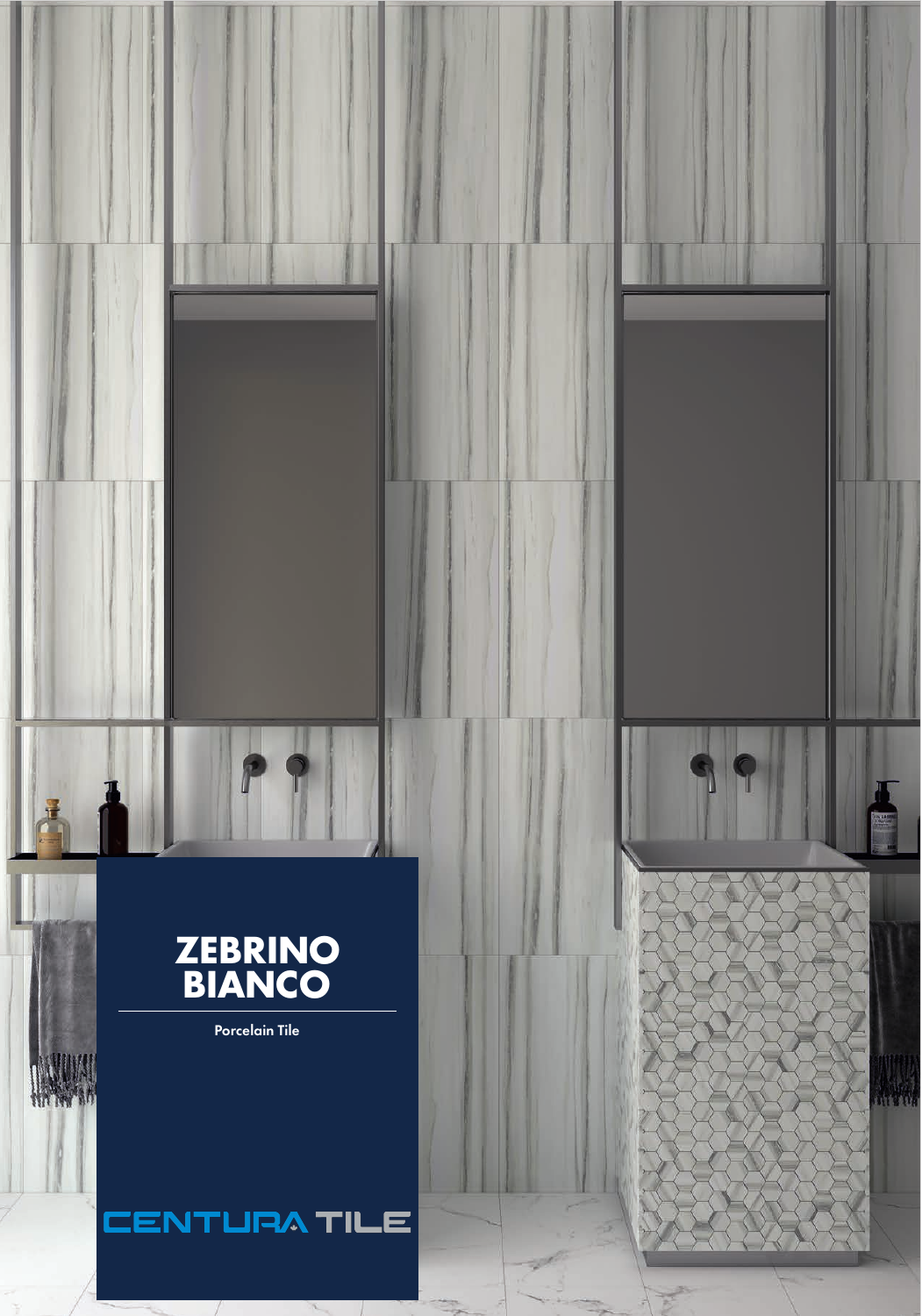# ZEBRINO BIANCO

Porcelain Tile

CENTURA TILE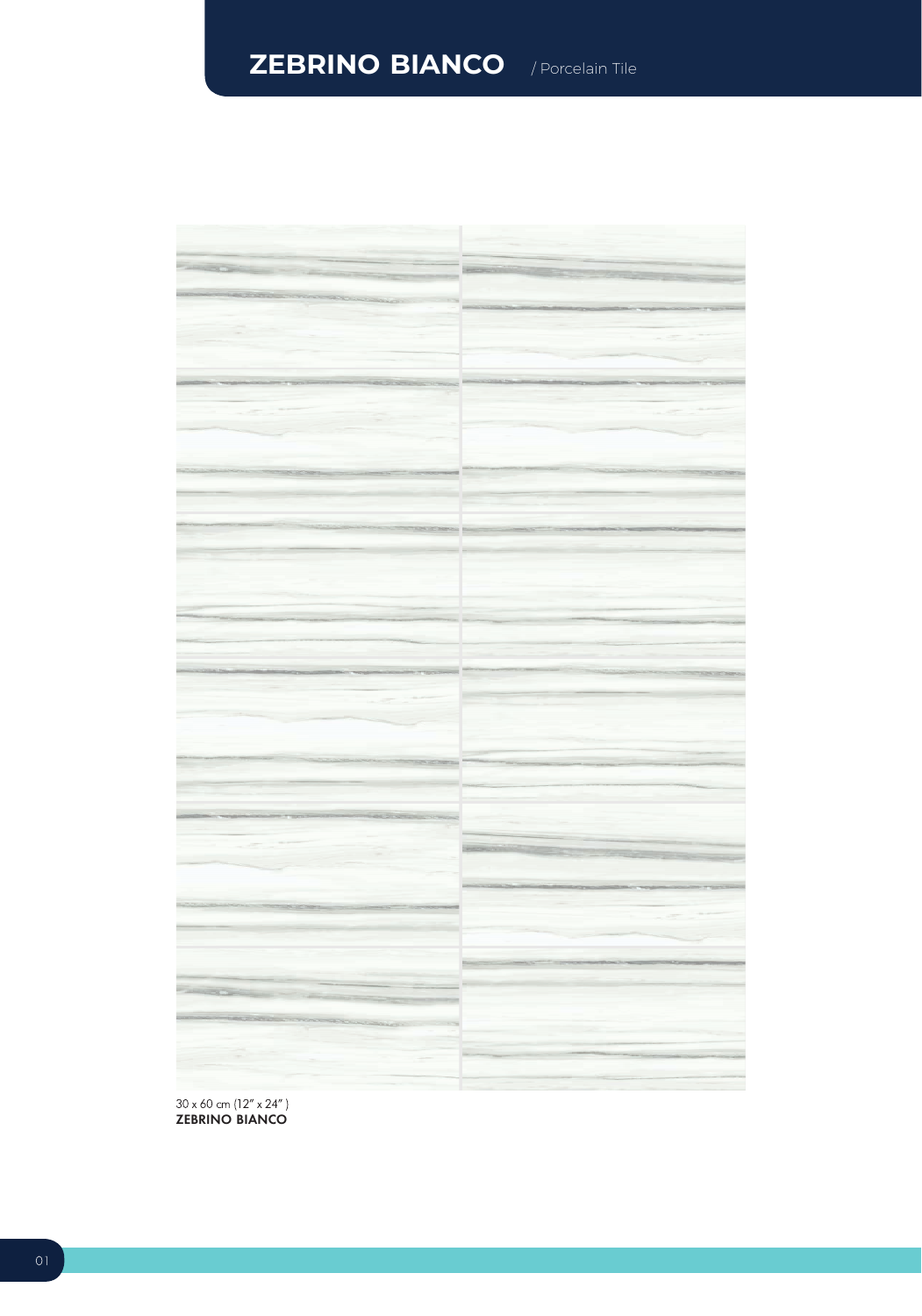# ZEBRINO BIANCO / Porcelain Tile

30 x 60 cm (12" x 24" )
**ZEBRINO BIANCO**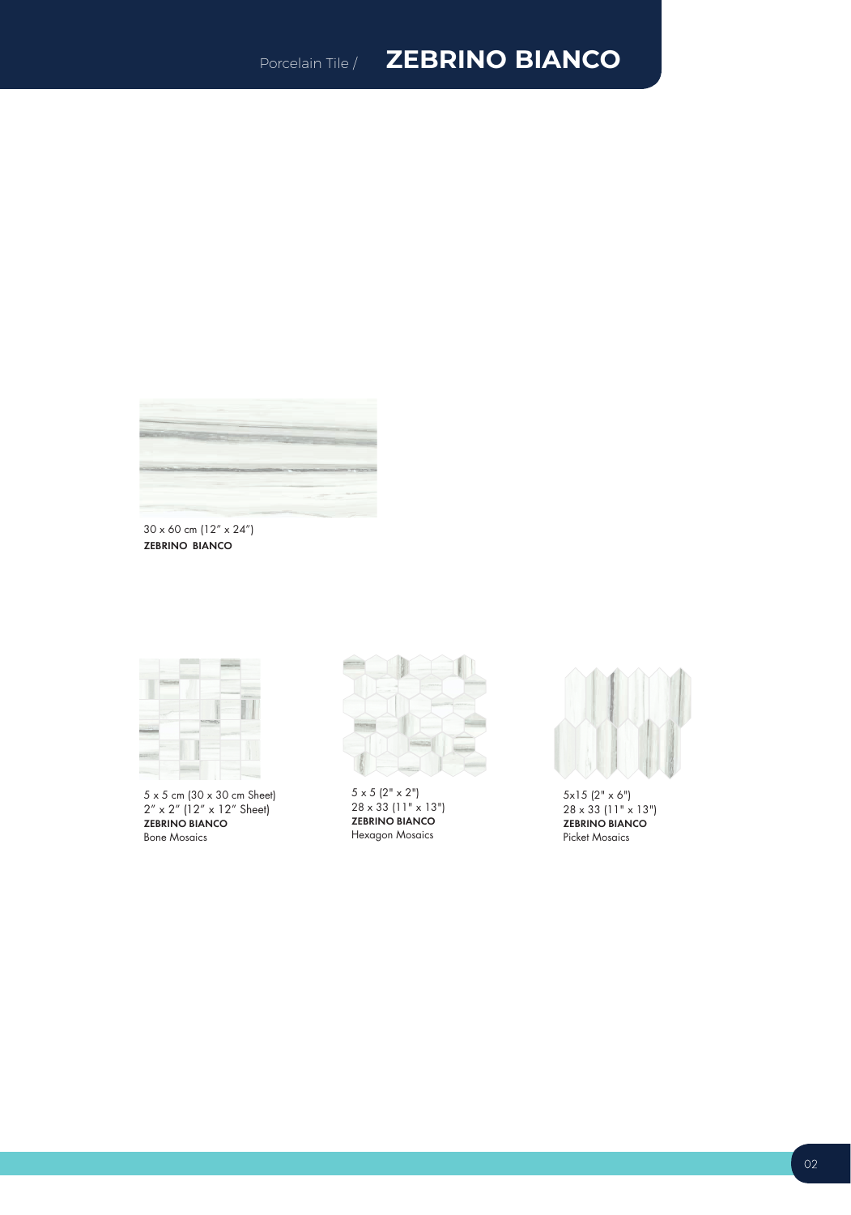Porcelain Tile / **ZEBRINO BIANCO**

30 x 60 cm (12″ x 24″)
**ZEBRINO BIANCO**

5 x 5 cm (30 x 30 cm Sheet)
2″ x 2″ (12″ x 12″ Sheet)
**ZEBRINO BIANCO**
Bone Mosaics

5 x 5 (2" x 2")
28 x 33 (11" x 13")
**ZEBRINO BIANCO**
Hexagon Mosaics

5x15 (2" x 6")
28 x 33 (11" x 13")
**ZEBRINO BIANCO**
Picket Mosaics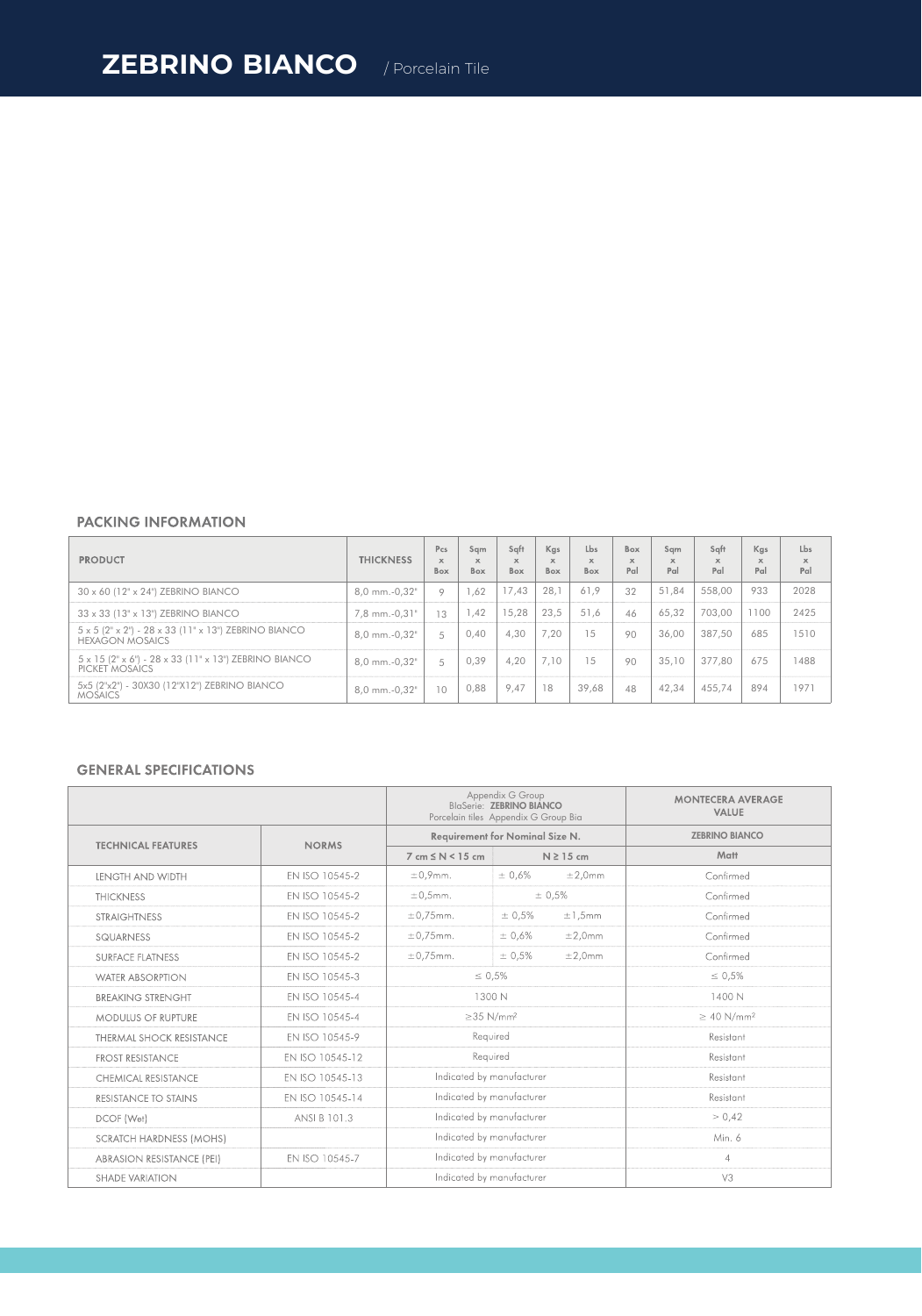# ZEBRINO BIANCO / Porcelain Tile

## PACKING INFORMATION

| PRODUCT | THICKNESS | Pcs x Box | Sqm x Box | Sqft x Box | Kgs x Box | Lbs x Box | Box x Pal | Sqm x Pal | Sqft x Pal | Kgs x Pal | Lbs x Pal |
|---|---|---|---|---|---|---|---|---|---|---|---|
| 30 x 60 (12" x 24") ZEBRINO BIANCO | 8,0 mm.-0,32" | 9 | 1,62 | 17,43 | 28,1 | 61,9 | 32 | 51,84 | 558,00 | 933 | 2028 |
| 33 x 33 (13" x 13") ZEBRINO BIANCO | 7,8 mm.-0,31" | 13 | 1,42 | 15,28 | 23,5 | 51,6 | 46 | 65,32 | 703,00 | 1100 | 2425 |
| 5 x 5 (2" x 2") - 28 x 33 (11" x 13") ZEBRINO BIANCO HEXAGON MOSAICS | 8,0 mm.-0,32" | 5 | 0,40 | 4,30 | 7,20 | 15 | 90 | 36,00 | 387,50 | 685 | 1510 |
| 5 x 15 (2" x 6") - 28 x 33 (11" x 13") ZEBRINO BIANCO PICKET MOSAICS | 8,0 mm.-0,32" | 5 | 0,39 | 4,20 | 7,10 | 15 | 90 | 35,10 | 377,80 | 675 | 1488 |
| 5x5 (2"x2") - 30X30 (12"X12") ZEBRINO BIANCO MOSAICS | 8,0 mm.-0,32" | 10 | 0,88 | 9,47 | 18 | 39,68 | 48 | 42,34 | 455,74 | 894 | 1971 |

## GENERAL SPECIFICATIONS

| | | Appendix G Group BIaSerie: **ZEBRINO BIANCO** Porcelain tiles Appendix G Group BIa | | | MONTECERA AVERAGE VALUE |
|---|---|---|---|---|---|
| TECHNICAL FEATURES | NORMS | Requirement for Nominal Size N. | | | ZEBRINO BIANCO |
| | | 7 cm ≤ N < 15 cm | N ≥ 15 cm | | Matt |
| LENGTH AND WIDTH | EN ISO 10545-2 | ±0,9mm. | ± 0,6% | ±2,0mm | Confirmed |
| THICKNESS | EN ISO 10545-2 | ±0,5mm. | ± 0,5% | | Confirmed |
| STRAIGHTNESS | EN ISO 10545-2 | ±0,75mm. | ± 0,5% | ±1,5mm | Confirmed |
| SQUARNESS | EN ISO 10545-2 | ±0,75mm. | ± 0,6% | ±2,0mm | Confirmed |
| SURFACE FLATNESS | EN ISO 10545-2 | ±0,75mm. | ± 0,5% | ±2,0mm | Confirmed |
| WATER ABSORPTION | EN ISO 10545-3 | ≤ 0,5% | | | ≤ 0,5% |
| BREAKING STRENGHT | EN ISO 10545-4 | 1300 N | | | 1400 N |
| MODULUS OF RUPTURE | EN ISO 10545-4 | ≥35 N/mm² | | | ≥ 40 N/mm² |
| THERMAL SHOCK RESISTANCE | EN ISO 10545-9 | Required | | | Resistant |
| FROST RESISTANCE | EN ISO 10545-12 | Required | | | Resistant |
| CHEMICAL RESISTANCE | EN ISO 10545-13 | Indicated by manufacturer | | | Resistant |
| RESISTANCE TO STAINS | EN ISO 10545-14 | Indicated by manufacturer | | | Resistant |
| DCOF (Wet) | ANSI B 101.3 | Indicated by manufacturer | | | > 0,42 |
| SCRATCH HARDNESS (MOHS) | | Indicated by manufacturer | | | Min. 6 |
| ABRASION RESISTANCE (PEI) | EN ISO 10545-7 | Indicated by manufacturer | | | 4 |
| SHADE VARIATION | | Indicated by manufacturer | | | V3 |